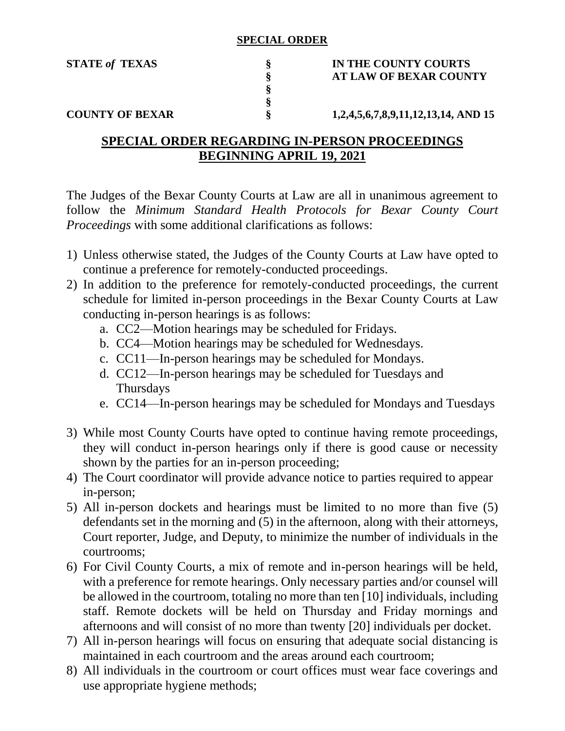**SPECIAL ORDER**

| | | |
|---|---|---|
| **STATE *of* TEXAS** | **§** | **IN THE COUNTY COURTS** |
| | **§** | **AT LAW OF BEXAR COUNTY** |
| | **§** | |
| | **§** | |
| **COUNTY OF BEXAR** | **§** | **1,2,4,5,6,7,8,9,11,12,13,14, AND 15** |

## SPECIAL ORDER REGARDING IN-PERSON PROCEEDINGS BEGINNING APRIL 19, 2021

The Judges of the Bexar County Courts at Law are all in unanimous agreement to follow the *Minimum Standard Health Protocols for Bexar County Court Proceedings* with some additional clarifications as follows:

1) Unless otherwise stated, the Judges of the County Courts at Law have opted to continue a preference for remotely-conducted proceedings.
2) In addition to the preference for remotely-conducted proceedings, the current schedule for limited in-person proceedings in the Bexar County Courts at Law conducting in-person hearings is as follows:
   a. CC2—Motion hearings may be scheduled for Fridays.
   b. CC4—Motion hearings may be scheduled for Wednesdays.
   c. CC11—In-person hearings may be scheduled for Mondays.
   d. CC12—In-person hearings may be scheduled for Tuesdays and Thursdays
   e. CC14—In-person hearings may be scheduled for Mondays and Tuesdays
3) While most County Courts have opted to continue having remote proceedings, they will conduct in-person hearings only if there is good cause or necessity shown by the parties for an in-person proceeding;
4) The Court coordinator will provide advance notice to parties required to appear in-person;
5) All in-person dockets and hearings must be limited to no more than five (5) defendants set in the morning and (5) in the afternoon, along with their attorneys, Court reporter, Judge, and Deputy, to minimize the number of individuals in the courtrooms;
6) For Civil County Courts, a mix of remote and in-person hearings will be held, with a preference for remote hearings. Only necessary parties and/or counsel will be allowed in the courtroom, totaling no more than ten [10] individuals, including staff. Remote dockets will be held on Thursday and Friday mornings and afternoons and will consist of no more than twenty [20] individuals per docket.
7) All in-person hearings will focus on ensuring that adequate social distancing is maintained in each courtroom and the areas around each courtroom;
8) All individuals in the courtroom or court offices must wear face coverings and use appropriate hygiene methods;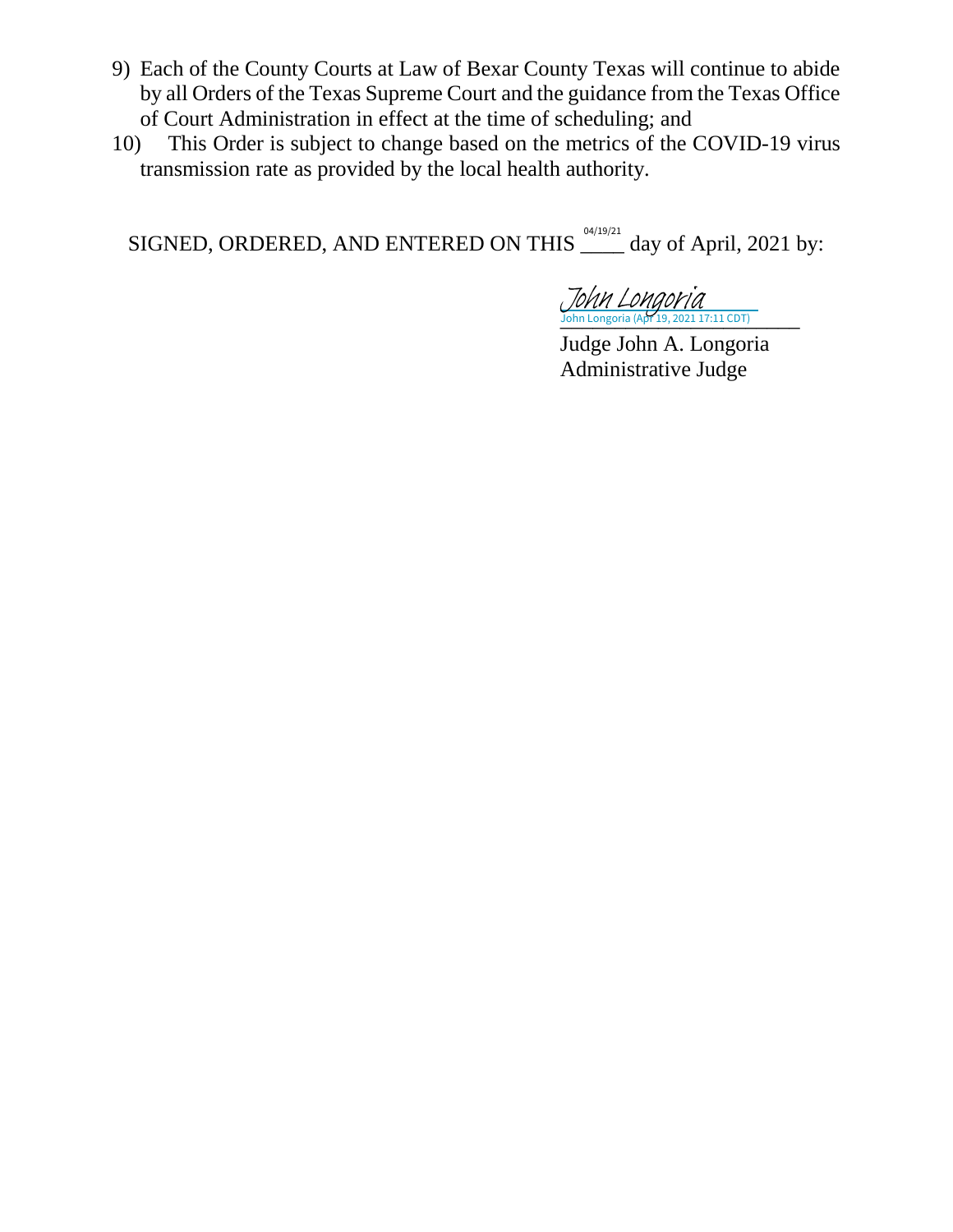9) Each of the County Courts at Law of Bexar County Texas will continue to abide by all Orders of the Texas Supreme Court and the guidance from the Texas Office of Court Administration in effect at the time of scheduling; and

10) This Order is subject to change based on the metrics of the COVID-19 virus transmission rate as provided by the local health authority.

SIGNED, ORDERED, AND ENTERED ON THIS 04/19/21 day of April, 2021 by:

John Longoria
John Longoria (Apr 19, 2021 17:11 CDT)

Judge John A. Longoria
Administrative Judge